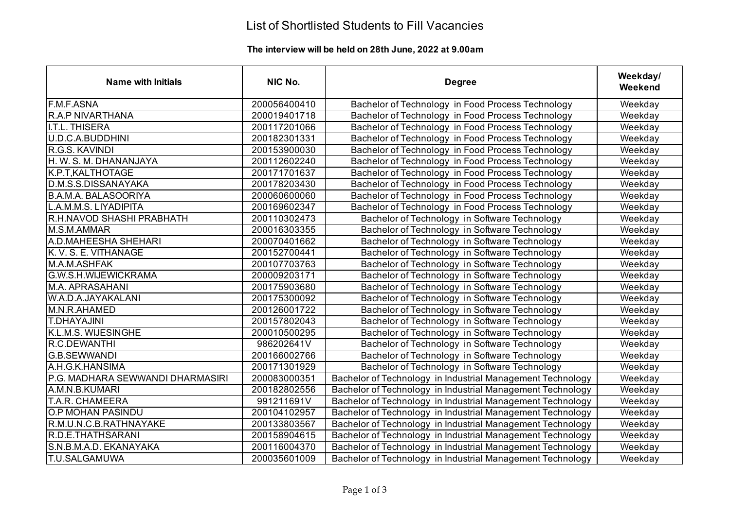# List of Shortlisted Students to Fill Vacancies

**The interview will be held on 28th June, 2022 at 9.00am**

| Name with Initials | NIC No. | Degree | Weekday/ Weekend |
|---|---|---|---|
| F.M.F.ASNA | 200056400410 | Bachelor of Technology in Food Process Technology | Weekday |
| R.A.P NIVARTHANA | 200019401718 | Bachelor of Technology in Food Process Technology | Weekday |
| I.T.L. THISERA | 200117201066 | Bachelor of Technology in Food Process Technology | Weekday |
| U.D.C.A.BUDDHINI | 200182301331 | Bachelor of Technology in Food Process Technology | Weekday |
| R.G.S. KAVINDI | 200153900030 | Bachelor of Technology in Food Process Technology | Weekday |
| H. W. S. M. DHANANJAYA | 200112602240 | Bachelor of Technology in Food Process Technology | Weekday |
| K.P.T,KALTHOTAGE | 200171701637 | Bachelor of Technology in Food Process Technology | Weekday |
| D.M.S.S.DISSANAYAKA | 200178203430 | Bachelor of Technology in Food Process Technology | Weekday |
| B.A.M.A. BALASOORIYA | 200060600060 | Bachelor of Technology in Food Process Technology | Weekday |
| L.A.M.M.S. LIYADIPITA | 200169602347 | Bachelor of Technology in Food Process Technology | Weekday |
| R.H.NAVOD SHASHI PRABHATH | 200110302473 | Bachelor of Technology in Software Technology | Weekday |
| M.S.M.AMMAR | 200016303355 | Bachelor of Technology in Software Technology | Weekday |
| A.D.MAHEESHA SHEHARI | 200070401662 | Bachelor of Technology in Software Technology | Weekday |
| K. V. S. E. VITHANAGE | 200152700441 | Bachelor of Technology in Software Technology | Weekday |
| M.A.M.ASHFAK | 200107703763 | Bachelor of Technology in Software Technology | Weekday |
| G.W.S.H.WIJEWICKRAMA | 200009203171 | Bachelor of Technology in Software Technology | Weekday |
| M.A. APRASAHANI | 200175903680 | Bachelor of Technology in Software Technology | Weekday |
| W.A.D.A.JAYAKALANI | 200175300092 | Bachelor of Technology in Software Technology | Weekday |
| M.N.R.AHAMED | 200126001722 | Bachelor of Technology in Software Technology | Weekday |
| T.DHAYAJINI | 200157802043 | Bachelor of Technology in Software Technology | Weekday |
| K.L.M.S. WIJESINGHE | 200010500295 | Bachelor of Technology in Software Technology | Weekday |
| R.C.DEWANTHI | 986202641V | Bachelor of Technology in Software Technology | Weekday |
| G.B.SEWWANDI | 200166002766 | Bachelor of Technology in Software Technology | Weekday |
| A.H.G.K.HANSIMA | 200171301929 | Bachelor of Technology in Software Technology | Weekday |
| P.G. MADHARA SEWWANDI DHARMASIRI | 200083000351 | Bachelor of Technology in Industrial Management Technology | Weekday |
| A.M.N.B.KUMARI | 200182802556 | Bachelor of Technology in Industrial Management Technology | Weekday |
| T.A.R. CHAMEERA | 991211691V | Bachelor of Technology in Industrial Management Technology | Weekday |
| O.P MOHAN PASINDU | 200104102957 | Bachelor of Technology in Industrial Management Technology | Weekday |
| R.M.U.N.C.B.RATHNAYAKE | 200133803567 | Bachelor of Technology in Industrial Management Technology | Weekday |
| R.D.E.THATHSARANI | 200158904615 | Bachelor of Technology in Industrial Management Technology | Weekday |
| S.N.B.M.A.D. EKANAYAKA | 200116004370 | Bachelor of Technology in Industrial Management Technology | Weekday |
| T.U.SALGAMUWA | 200035601009 | Bachelor of Technology in Industrial Management Technology | Weekday |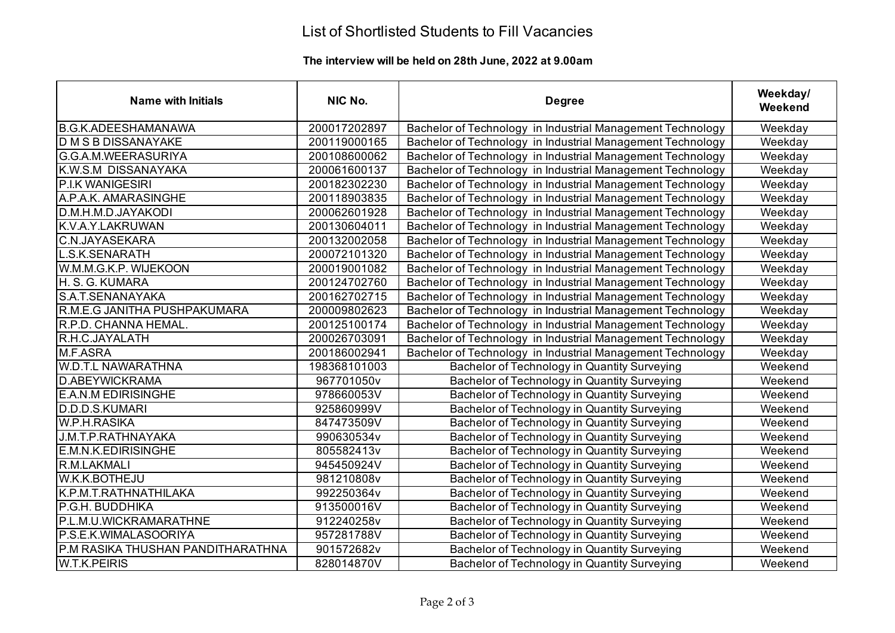# List of Shortlisted Students to Fill Vacancies

**The interview will be held on 28th June, 2022 at 9.00am**

| Name with Initials | NIC No. | Degree | Weekday/ Weekend |
|---|---|---|---|
| B.G.K.ADEESHAMANAWA | 200017202897 | Bachelor of Technology in Industrial Management Technology | Weekday |
| D M S B DISSANAYAKE | 200119000165 | Bachelor of Technology in Industrial Management Technology | Weekday |
| G.G.A.M.WEERASURIYA | 200108600062 | Bachelor of Technology in Industrial Management Technology | Weekday |
| K.W.S.M DISSANAYAKA | 200061600137 | Bachelor of Technology in Industrial Management Technology | Weekday |
| P.I.K WANIGESIRI | 200182302230 | Bachelor of Technology in Industrial Management Technology | Weekday |
| A.P.A.K. AMARASINGHE | 200118903835 | Bachelor of Technology in Industrial Management Technology | Weekday |
| D.M.H.M.D.JAYAKODI | 200062601928 | Bachelor of Technology in Industrial Management Technology | Weekday |
| K.V.A.Y.LAKRUWAN | 200130604011 | Bachelor of Technology in Industrial Management Technology | Weekday |
| C.N.JAYASEKARA | 200132002058 | Bachelor of Technology in Industrial Management Technology | Weekday |
| L.S.K.SENARATH | 200072101320 | Bachelor of Technology in Industrial Management Technology | Weekday |
| W.M.M.G.K.P. WIJEKOON | 200019001082 | Bachelor of Technology in Industrial Management Technology | Weekday |
| H. S. G. KUMARA | 200124702760 | Bachelor of Technology in Industrial Management Technology | Weekday |
| S.A.T.SENANAYAKA | 200162702715 | Bachelor of Technology in Industrial Management Technology | Weekday |
| R.M.E.G JANITHA PUSHPAKUMARA | 200009802623 | Bachelor of Technology in Industrial Management Technology | Weekday |
| R.P.D. CHANNA HEMAL. | 200125100174 | Bachelor of Technology in Industrial Management Technology | Weekday |
| R.H.C.JAYALATH | 200026703091 | Bachelor of Technology in Industrial Management Technology | Weekday |
| M.F.ASRA | 200186002941 | Bachelor of Technology in Industrial Management Technology | Weekday |
| W.D.T.L NAWARATHNA | 198368101003 | Bachelor of Technology in Quantity Surveying | Weekend |
| D.ABEYWICKRAMA | 967701050v | Bachelor of Technology in Quantity Surveying | Weekend |
| E.A.N.M EDIRISINGHE | 978660053V | Bachelor of Technology in Quantity Surveying | Weekend |
| D.D.D.S.KUMARI | 925860999V | Bachelor of Technology in Quantity Surveying | Weekend |
| W.P.H.RASIKA | 847473509V | Bachelor of Technology in Quantity Surveying | Weekend |
| J.M.T.P.RATHNAYAKA | 990630534v | Bachelor of Technology in Quantity Surveying | Weekend |
| E.M.N.K.EDIRISINGHE | 805582413v | Bachelor of Technology in Quantity Surveying | Weekend |
| R.M.LAKMALI | 945450924V | Bachelor of Technology in Quantity Surveying | Weekend |
| W.K.K.BOTHEJU | 981210808v | Bachelor of Technology in Quantity Surveying | Weekend |
| K.P.M.T.RATHNATHILAKA | 992250364v | Bachelor of Technology in Quantity Surveying | Weekend |
| P.G.H. BUDDHIKA | 913500016V | Bachelor of Technology in Quantity Surveying | Weekend |
| P.L.M.U.WICKRAMARATHNE | 912240258v | Bachelor of Technology in Quantity Surveying | Weekend |
| P.S.E.K.WIMALASOORIYA | 957281788V | Bachelor of Technology in Quantity Surveying | Weekend |
| P.M RASIKA THUSHAN PANDITHARATHNA | 901572682v | Bachelor of Technology in Quantity Surveying | Weekend |
| W.T.K.PEIRIS | 828014870V | Bachelor of Technology in Quantity Surveying | Weekend |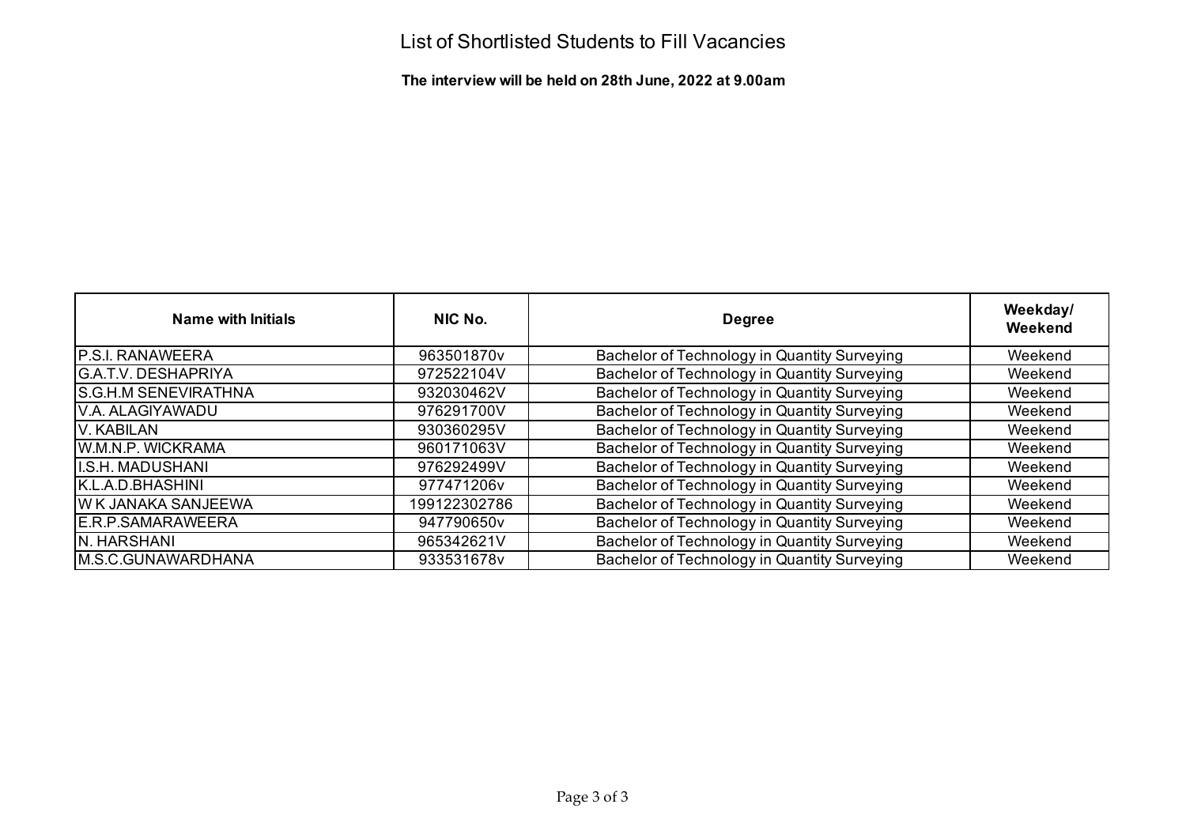# List of Shortlisted Students to Fill Vacancies

**The interview will be held on 28th June, 2022 at 9.00am**

| Name with Initials | NIC No. | Degree | Weekday/ Weekend |
|---|---|---|---|
| P.S.I. RANAWEERA | 963501870v | Bachelor of Technology in Quantity Surveying | Weekend |
| G.A.T.V. DESHAPRIYA | 972522104V | Bachelor of Technology in Quantity Surveying | Weekend |
| S.G.H.M SENEVIRATHNA | 932030462V | Bachelor of Technology in Quantity Surveying | Weekend |
| V.A. ALAGIYAWADU | 976291700V | Bachelor of Technology in Quantity Surveying | Weekend |
| V. KABILAN | 930360295V | Bachelor of Technology in Quantity Surveying | Weekend |
| W.M.N.P. WICKRAMA | 960171063V | Bachelor of Technology in Quantity Surveying | Weekend |
| I.S.H. MADUSHANI | 976292499V | Bachelor of Technology in Quantity Surveying | Weekend |
| K.L.A.D.BHASHINI | 977471206v | Bachelor of Technology in Quantity Surveying | Weekend |
| W K JANAKA SANJEEWA | 199122302786 | Bachelor of Technology in Quantity Surveying | Weekend |
| E.R.P.SAMARAWEERA | 947790650v | Bachelor of Technology in Quantity Surveying | Weekend |
| N. HARSHANI | 965342621V | Bachelor of Technology in Quantity Surveying | Weekend |
| M.S.C.GUNAWARDHANA | 933531678v | Bachelor of Technology in Quantity Surveying | Weekend |